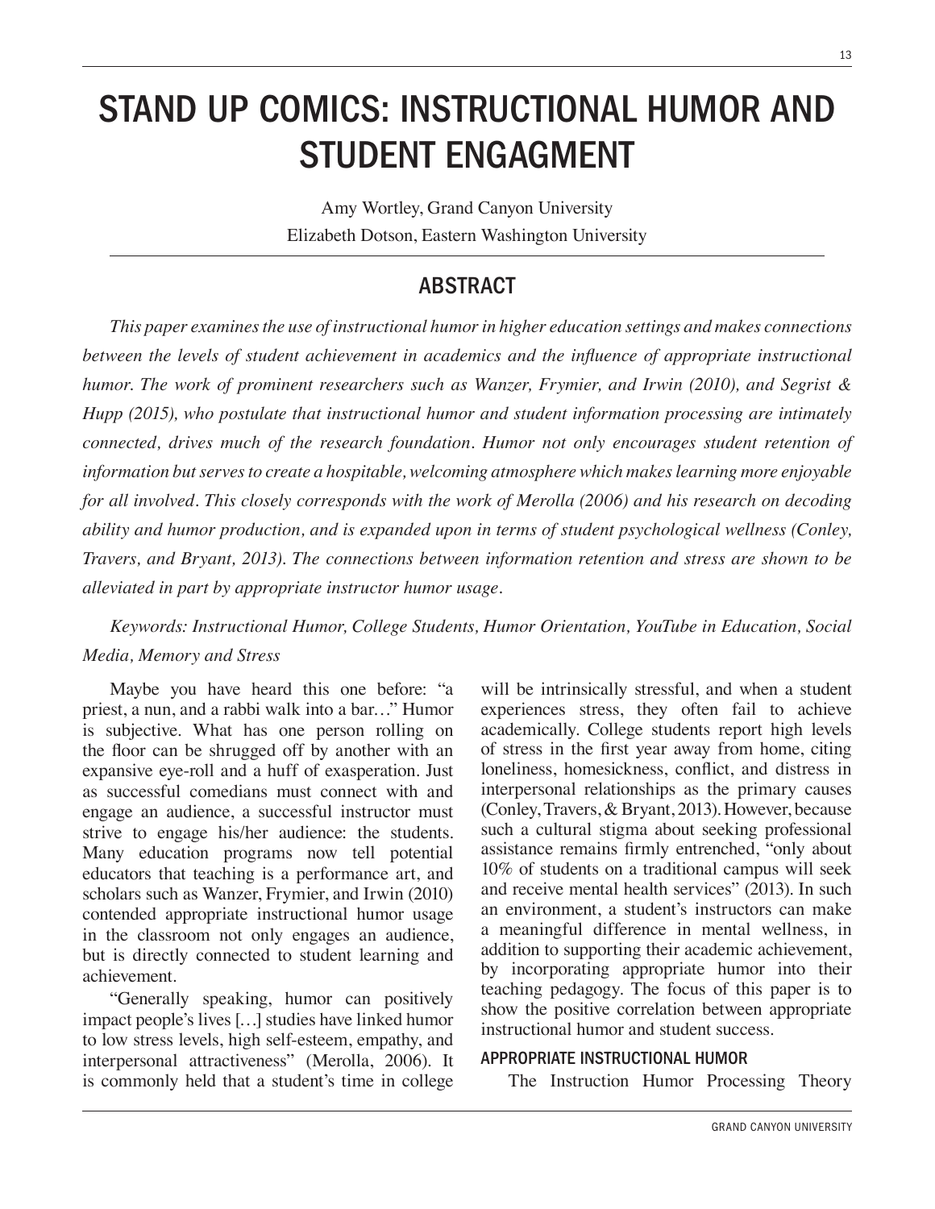# STAND UP COMICS: INSTRUCTIONAL HUMOR AND STUDENT ENGAGMENT

Amy Wortley, Grand Canyon University
Elizabeth Dotson, Eastern Washington University

## ABSTRACT

*This paper examines the use of instructional humor in higher education settings and makes connections between the levels of student achievement in academics and the influence of appropriate instructional humor. The work of prominent researchers such as Wanzer, Frymier, and Irwin (2010), and Segrist & Hupp (2015), who postulate that instructional humor and student information processing are intimately connected, drives much of the research foundation. Humor not only encourages student retention of information but serves to create a hospitable, welcoming atmosphere which makes learning more enjoyable for all involved. This closely corresponds with the work of Merolla (2006) and his research on decoding ability and humor production, and is expanded upon in terms of student psychological wellness (Conley, Travers, and Bryant, 2013). The connections between information retention and stress are shown to be alleviated in part by appropriate instructor humor usage.*

*Keywords: Instructional Humor, College Students, Humor Orientation, YouTube in Education, Social Media, Memory and Stress*

Maybe you have heard this one before: "a priest, a nun, and a rabbi walk into a bar…" Humor is subjective. What has one person rolling on the floor can be shrugged off by another with an expansive eye-roll and a huff of exasperation. Just as successful comedians must connect with and engage an audience, a successful instructor must strive to engage his/her audience: the students. Many education programs now tell potential educators that teaching is a performance art, and scholars such as Wanzer, Frymier, and Irwin (2010) contended appropriate instructional humor usage in the classroom not only engages an audience, but is directly connected to student learning and achievement.

"Generally speaking, humor can positively impact people's lives […] studies have linked humor to low stress levels, high self-esteem, empathy, and interpersonal attractiveness" (Merolla, 2006). It is commonly held that a student's time in college will be intrinsically stressful, and when a student experiences stress, they often fail to achieve academically. College students report high levels of stress in the first year away from home, citing loneliness, homesickness, conflict, and distress in interpersonal relationships as the primary causes (Conley, Travers, & Bryant, 2013). However, because such a cultural stigma about seeking professional assistance remains firmly entrenched, "only about 10% of students on a traditional campus will seek and receive mental health services" (2013). In such an environment, a student's instructors can make a meaningful difference in mental wellness, in addition to supporting their academic achievement, by incorporating appropriate humor into their teaching pedagogy. The focus of this paper is to show the positive correlation between appropriate instructional humor and student success.

### APPROPRIATE INSTRUCTIONAL HUMOR

The Instruction Humor Processing Theory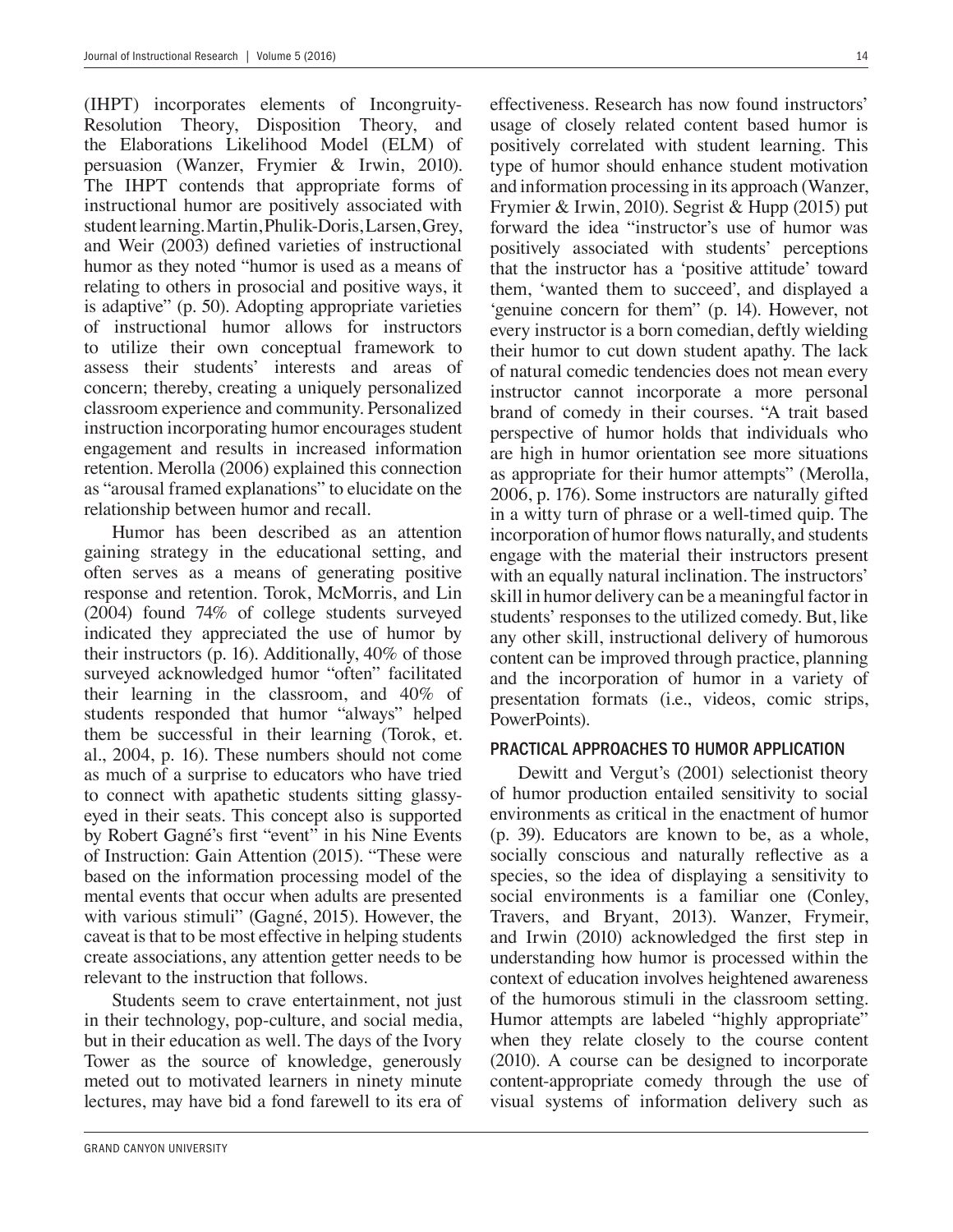(IHPT) incorporates elements of Incongruity-Resolution Theory, Disposition Theory, and the Elaborations Likelihood Model (ELM) of persuasion (Wanzer, Frymier & Irwin, 2010). The IHPT contends that appropriate forms of instructional humor are positively associated with student learning. Martin, Phulik-Doris, Larsen, Grey, and Weir (2003) defined varieties of instructional humor as they noted "humor is used as a means of relating to others in prosocial and positive ways, it is adaptive" (p. 50). Adopting appropriate varieties of instructional humor allows for instructors to utilize their own conceptual framework to assess their students' interests and areas of concern; thereby, creating a uniquely personalized classroom experience and community. Personalized instruction incorporating humor encourages student engagement and results in increased information retention. Merolla (2006) explained this connection as "arousal framed explanations" to elucidate on the relationship between humor and recall.

Humor has been described as an attention gaining strategy in the educational setting, and often serves as a means of generating positive response and retention. Torok, McMorris, and Lin (2004) found 74% of college students surveyed indicated they appreciated the use of humor by their instructors (p. 16). Additionally, 40% of those surveyed acknowledged humor "often" facilitated their learning in the classroom, and 40% of students responded that humor "always" helped them be successful in their learning (Torok, et. al., 2004, p. 16). These numbers should not come as much of a surprise to educators who have tried to connect with apathetic students sitting glassy-eyed in their seats. This concept also is supported by Robert Gagné's first "event" in his Nine Events of Instruction: Gain Attention (2015). "These were based on the information processing model of the mental events that occur when adults are presented with various stimuli" (Gagné, 2015). However, the caveat is that to be most effective in helping students create associations, any attention getter needs to be relevant to the instruction that follows.

Students seem to crave entertainment, not just in their technology, pop-culture, and social media, but in their education as well. The days of the Ivory Tower as the source of knowledge, generously meted out to motivated learners in ninety minute lectures, may have bid a fond farewell to its era of effectiveness. Research has now found instructors' usage of closely related content based humor is positively correlated with student learning. This type of humor should enhance student motivation and information processing in its approach (Wanzer, Frymier & Irwin, 2010). Segrist & Hupp (2015) put forward the idea "instructor's use of humor was positively associated with students' perceptions that the instructor has a 'positive attitude' toward them, 'wanted them to succeed', and displayed a 'genuine concern for them" (p. 14). However, not every instructor is a born comedian, deftly wielding their humor to cut down student apathy. The lack of natural comedic tendencies does not mean every instructor cannot incorporate a more personal brand of comedy in their courses. "A trait based perspective of humor holds that individuals who are high in humor orientation see more situations as appropriate for their humor attempts" (Merolla, 2006, p. 176). Some instructors are naturally gifted in a witty turn of phrase or a well-timed quip. The incorporation of humor flows naturally, and students engage with the material their instructors present with an equally natural inclination. The instructors' skill in humor delivery can be a meaningful factor in students' responses to the utilized comedy. But, like any other skill, instructional delivery of humorous content can be improved through practice, planning and the incorporation of humor in a variety of presentation formats (i.e., videos, comic strips, PowerPoints).

## PRACTICAL APPROACHES TO HUMOR APPLICATION

Dewitt and Vergut's (2001) selectionist theory of humor production entailed sensitivity to social environments as critical in the enactment of humor (p. 39). Educators are known to be, as a whole, socially conscious and naturally reflective as a species, so the idea of displaying a sensitivity to social environments is a familiar one (Conley, Travers, and Bryant, 2013). Wanzer, Frymeir, and Irwin (2010) acknowledged the first step in understanding how humor is processed within the context of education involves heightened awareness of the humorous stimuli in the classroom setting. Humor attempts are labeled "highly appropriate" when they relate closely to the course content (2010). A course can be designed to incorporate content-appropriate comedy through the use of visual systems of information delivery such as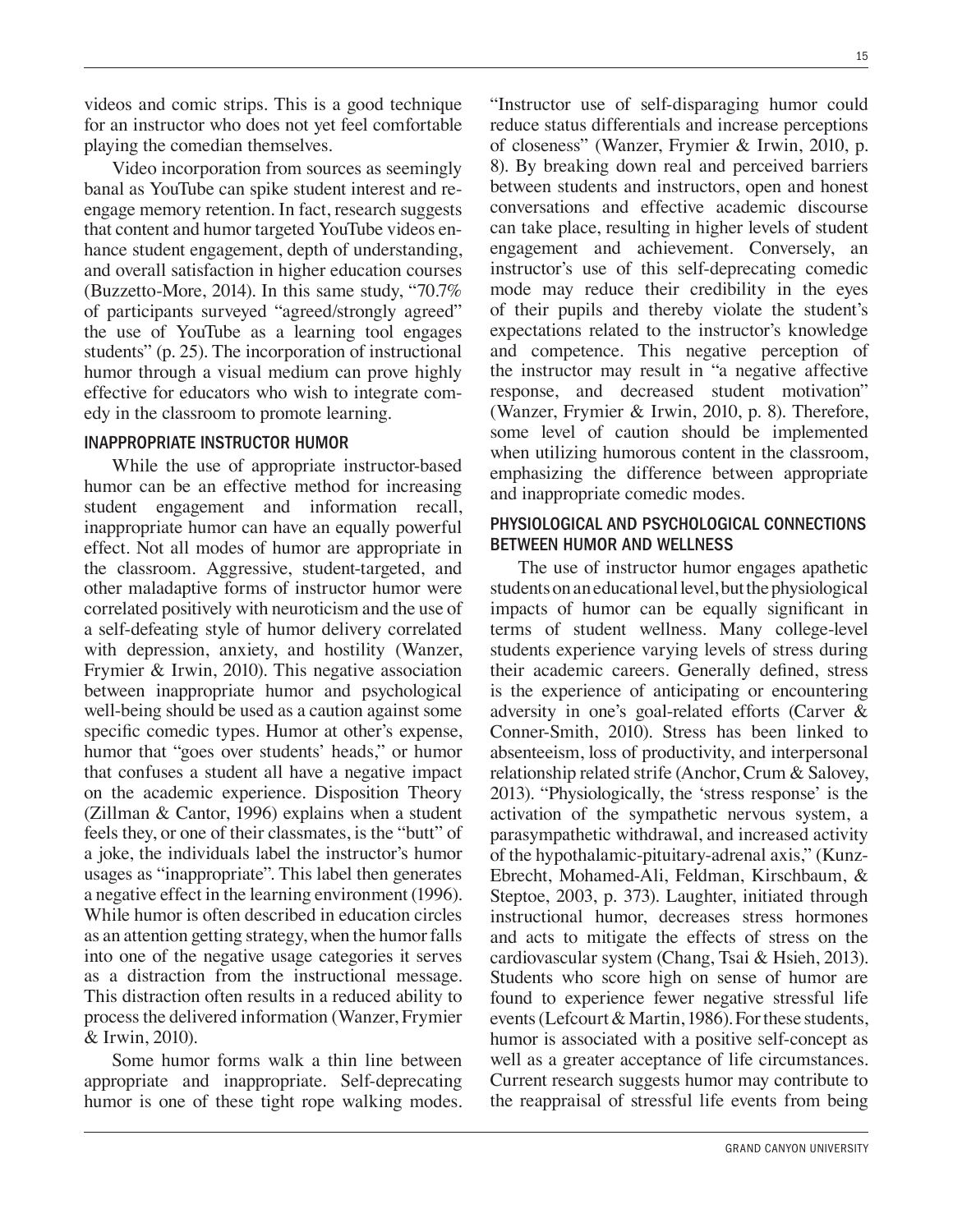videos and comic strips. This is a good technique for an instructor who does not yet feel comfortable playing the comedian themselves.

Video incorporation from sources as seemingly banal as YouTube can spike student interest and re-engage memory retention. In fact, research suggests that content and humor targeted YouTube videos enhance student engagement, depth of understanding, and overall satisfaction in higher education courses (Buzzetto-More, 2014). In this same study, "70.7% of participants surveyed "agreed/strongly agreed" the use of YouTube as a learning tool engages students" (p. 25). The incorporation of instructional humor through a visual medium can prove highly effective for educators who wish to integrate comedy in the classroom to promote learning.

### INAPPROPRIATE INSTRUCTOR HUMOR

While the use of appropriate instructor-based humor can be an effective method for increasing student engagement and information recall, inappropriate humor can have an equally powerful effect. Not all modes of humor are appropriate in the classroom. Aggressive, student-targeted, and other maladaptive forms of instructor humor were correlated positively with neuroticism and the use of a self-defeating style of humor delivery correlated with depression, anxiety, and hostility (Wanzer, Frymier & Irwin, 2010). This negative association between inappropriate humor and psychological well-being should be used as a caution against some specific comedic types. Humor at other's expense, humor that "goes over students' heads," or humor that confuses a student all have a negative impact on the academic experience. Disposition Theory (Zillman & Cantor, 1996) explains when a student feels they, or one of their classmates, is the "butt" of a joke, the individuals label the instructor's humor usages as "inappropriate". This label then generates a negative effect in the learning environment (1996). While humor is often described in education circles as an attention getting strategy, when the humor falls into one of the negative usage categories it serves as a distraction from the instructional message. This distraction often results in a reduced ability to process the delivered information (Wanzer, Frymier & Irwin, 2010).

Some humor forms walk a thin line between appropriate and inappropriate. Self-deprecating humor is one of these tight rope walking modes. "Instructor use of self-disparaging humor could reduce status differentials and increase perceptions of closeness" (Wanzer, Frymier & Irwin, 2010, p. 8). By breaking down real and perceived barriers between students and instructors, open and honest conversations and effective academic discourse can take place, resulting in higher levels of student engagement and achievement. Conversely, an instructor's use of this self-deprecating comedic mode may reduce their credibility in the eyes of their pupils and thereby violate the student's expectations related to the instructor's knowledge and competence. This negative perception of the instructor may result in "a negative affective response, and decreased student motivation" (Wanzer, Frymier & Irwin, 2010, p. 8). Therefore, some level of caution should be implemented when utilizing humorous content in the classroom, emphasizing the difference between appropriate and inappropriate comedic modes.

### PHYSIOLOGICAL AND PSYCHOLOGICAL CONNECTIONS BETWEEN HUMOR AND WELLNESS

The use of instructor humor engages apathetic students on an educational level, but the physiological impacts of humor can be equally significant in terms of student wellness. Many college-level students experience varying levels of stress during their academic careers. Generally defined, stress is the experience of anticipating or encountering adversity in one's goal-related efforts (Carver & Conner-Smith, 2010). Stress has been linked to absenteeism, loss of productivity, and interpersonal relationship related strife (Anchor, Crum & Salovey, 2013). "Physiologically, the 'stress response' is the activation of the sympathetic nervous system, a parasympathetic withdrawal, and increased activity of the hypothalamic-pituitary-adrenal axis," (Kunz-Ebrecht, Mohamed-Ali, Feldman, Kirschbaum, & Steptoe, 2003, p. 373). Laughter, initiated through instructional humor, decreases stress hormones and acts to mitigate the effects of stress on the cardiovascular system (Chang, Tsai & Hsieh, 2013). Students who score high on sense of humor are found to experience fewer negative stressful life events (Lefcourt & Martin, 1986). For these students, humor is associated with a positive self-concept as well as a greater acceptance of life circumstances. Current research suggests humor may contribute to the reappraisal of stressful life events from being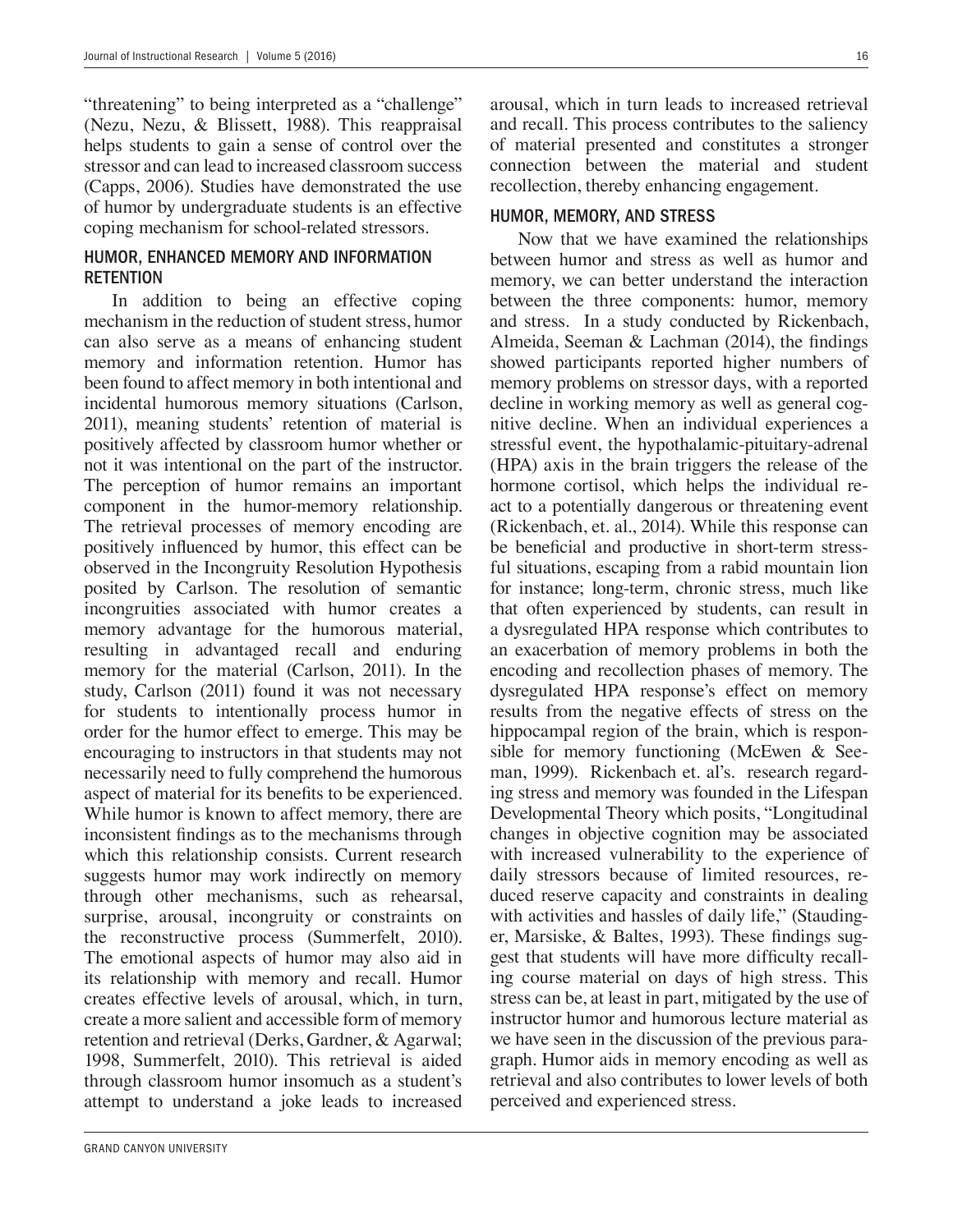"threatening" to being interpreted as a "challenge" (Nezu, Nezu, & Blissett, 1988). This reappraisal helps students to gain a sense of control over the stressor and can lead to increased classroom success (Capps, 2006). Studies have demonstrated the use of humor by undergraduate students is an effective coping mechanism for school-related stressors.

## HUMOR, ENHANCED MEMORY AND INFORMATION RETENTION

In addition to being an effective coping mechanism in the reduction of student stress, humor can also serve as a means of enhancing student memory and information retention. Humor has been found to affect memory in both intentional and incidental humorous memory situations (Carlson, 2011), meaning students' retention of material is positively affected by classroom humor whether or not it was intentional on the part of the instructor. The perception of humor remains an important component in the humor-memory relationship. The retrieval processes of memory encoding are positively influenced by humor, this effect can be observed in the Incongruity Resolution Hypothesis posited by Carlson. The resolution of semantic incongruities associated with humor creates a memory advantage for the humorous material, resulting in advantaged recall and enduring memory for the material (Carlson, 2011). In the study, Carlson (2011) found it was not necessary for students to intentionally process humor in order for the humor effect to emerge. This may be encouraging to instructors in that students may not necessarily need to fully comprehend the humorous aspect of material for its benefits to be experienced. While humor is known to affect memory, there are inconsistent findings as to the mechanisms through which this relationship consists. Current research suggests humor may work indirectly on memory through other mechanisms, such as rehearsal, surprise, arousal, incongruity or constraints on the reconstructive process (Summerfelt, 2010). The emotional aspects of humor may also aid in its relationship with memory and recall. Humor creates effective levels of arousal, which, in turn, create a more salient and accessible form of memory retention and retrieval (Derks, Gardner, & Agarwal; 1998, Summerfelt, 2010). This retrieval is aided through classroom humor insomuch as a student's attempt to understand a joke leads to increased arousal, which in turn leads to increased retrieval and recall. This process contributes to the saliency of material presented and constitutes a stronger connection between the material and student recollection, thereby enhancing engagement.

## HUMOR, MEMORY, AND STRESS

Now that we have examined the relationships between humor and stress as well as humor and memory, we can better understand the interaction between the three components: humor, memory and stress. In a study conducted by Rickenbach, Almeida, Seeman & Lachman (2014), the findings showed participants reported higher numbers of memory problems on stressor days, with a reported decline in working memory as well as general cognitive decline. When an individual experiences a stressful event, the hypothalamic-pituitary-adrenal (HPA) axis in the brain triggers the release of the hormone cortisol, which helps the individual react to a potentially dangerous or threatening event (Rickenbach, et. al., 2014). While this response can be beneficial and productive in short-term stressful situations, escaping from a rabid mountain lion for instance; long-term, chronic stress, much like that often experienced by students, can result in a dysregulated HPA response which contributes to an exacerbation of memory problems in both the encoding and recollection phases of memory. The dysregulated HPA response's effect on memory results from the negative effects of stress on the hippocampal region of the brain, which is responsible for memory functioning (McEwen & Seeman, 1999). Rickenbach et. al's. research regarding stress and memory was founded in the Lifespan Developmental Theory which posits, "Longitudinal changes in objective cognition may be associated with increased vulnerability to the experience of daily stressors because of limited resources, reduced reserve capacity and constraints in dealing with activities and hassles of daily life," (Staudinger, Marsiske, & Baltes, 1993). These findings suggest that students will have more difficulty recalling course material on days of high stress. This stress can be, at least in part, mitigated by the use of instructor humor and humorous lecture material as we have seen in the discussion of the previous paragraph. Humor aids in memory encoding as well as retrieval and also contributes to lower levels of both perceived and experienced stress.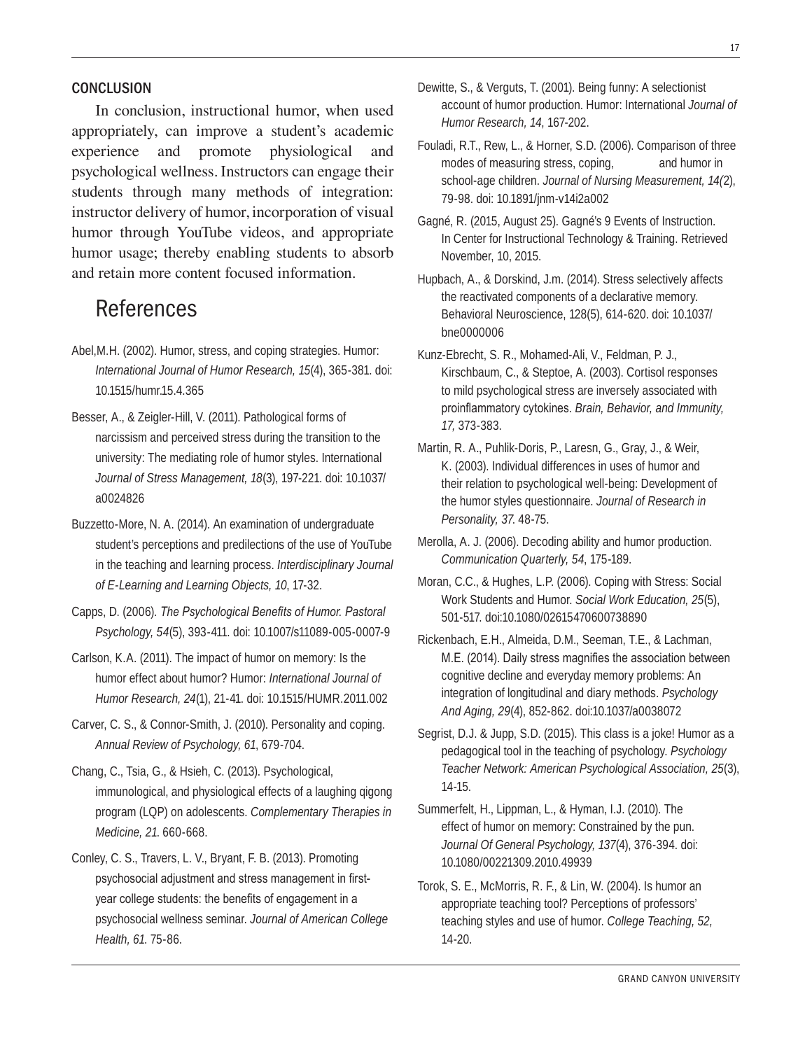## CONCLUSION

In conclusion, instructional humor, when used appropriately, can improve a student's academic experience and promote physiological and psychological wellness. Instructors can engage their students through many methods of integration: instructor delivery of humor, incorporation of visual humor through YouTube videos, and appropriate humor usage; thereby enabling students to absorb and retain more content focused information.

# References

Abel,M.H. (2002). Humor, stress, and coping strategies. Humor: *International Journal of Humor Research, 15*(4), 365-381. doi: 10.1515/humr.15.4.365

Besser, A., & Zeigler-Hill, V. (2011). Pathological forms of narcissism and perceived stress during the transition to the university: The mediating role of humor styles. International *Journal of Stress Management, 18*(3), 197-221. doi: 10.1037/a0024826

Buzzetto-More, N. A. (2014). An examination of undergraduate student's perceptions and predilections of the use of YouTube in the teaching and learning process. *Interdisciplinary Journal of E-Learning and Learning Objects, 10*, 17-32.

Capps, D. (2006). *The Psychological Benefits of Humor. Pastoral Psychology, 54*(5), 393-411. doi: 10.1007/s11089-005-0007-9

Carlson, K.A. (2011). The impact of humor on memory: Is the humor effect about humor? Humor: *International Journal of Humor Research, 24*(1), 21-41. doi: 10.1515/HUMR.2011.002

Carver, C. S., & Connor-Smith, J. (2010). Personality and coping. *Annual Review of Psychology, 61*, 679-704.

Chang, C., Tsia, G., & Hsieh, C. (2013). Psychological, immunological, and physiological effects of a laughing qigong program (LQP) on adolescents. *Complementary Therapies in Medicine, 21.* 660-668.

Conley, C. S., Travers, L. V., Bryant, F. B. (2013). Promoting psychosocial adjustment and stress management in first-year college students: the benefits of engagement in a psychosocial wellness seminar. *Journal of American College Health, 61.* 75-86.

Dewitte, S., & Verguts, T. (2001). Being funny: A selectionist account of humor production. Humor: International *Journal of Humor Research, 14*, 167-202.

Fouladi, R.T., Rew, L., & Horner, S.D. (2006). Comparison of three modes of measuring stress, coping, and humor in school-age children. *Journal of Nursing Measurement, 14(*2), 79-98. doi: 10.1891/jnm-v14i2a002

Gagné, R. (2015, August 25). Gagné's 9 Events of Instruction. In Center for Instructional Technology & Training. Retrieved November, 10, 2015.

Hupbach, A., & Dorskind, J.m. (2014). Stress selectively affects the reactivated components of a declarative memory. Behavioral Neuroscience, 128(5), 614-620. doi: 10.1037/bne0000006

Kunz-Ebrecht, S. R., Mohamed-Ali, V., Feldman, P. J., Kirschbaum, C., & Steptoe, A. (2003). Cortisol responses to mild psychological stress are inversely associated with proinflammatory cytokines. *Brain, Behavior, and Immunity, 17,* 373-383.

Martin, R. A., Puhlik-Doris, P., Laresn, G., Gray, J., & Weir, K. (2003). Individual differences in uses of humor and their relation to psychological well-being: Development of the humor styles questionnaire. *Journal of Research in Personality, 37*. 48-75.

Merolla, A. J. (2006). Decoding ability and humor production. *Communication Quarterly, 54*, 175-189.

Moran, C.C., & Hughes, L.P. (2006). Coping with Stress: Social Work Students and Humor. *Social Work Education, 25*(5), 501-517. doi:10.1080/02615470600738890

Rickenbach, E.H., Almeida, D.M., Seeman, T.E., & Lachman, M.E. (2014). Daily stress magnifies the association between cognitive decline and everyday memory problems: An integration of longitudinal and diary methods. *Psychology And Aging, 29*(4), 852-862. doi:10.1037/a0038072

Segrist, D.J. & Jupp, S.D. (2015). This class is a joke! Humor as a pedagogical tool in the teaching of psychology. *Psychology Teacher Network: American Psychological Association, 25*(3), 14-15.

Summerfelt, H., Lippman, L., & Hyman, I.J. (2010). The effect of humor on memory: Constrained by the pun. *Journal Of General Psychology, 137*(4), 376-394. doi: 10.1080/00221309.2010.49939

Torok, S. E., McMorris, R. F., & Lin, W. (2004). Is humor an appropriate teaching tool? Perceptions of professors' teaching styles and use of humor. *College Teaching, 52,* 14-20.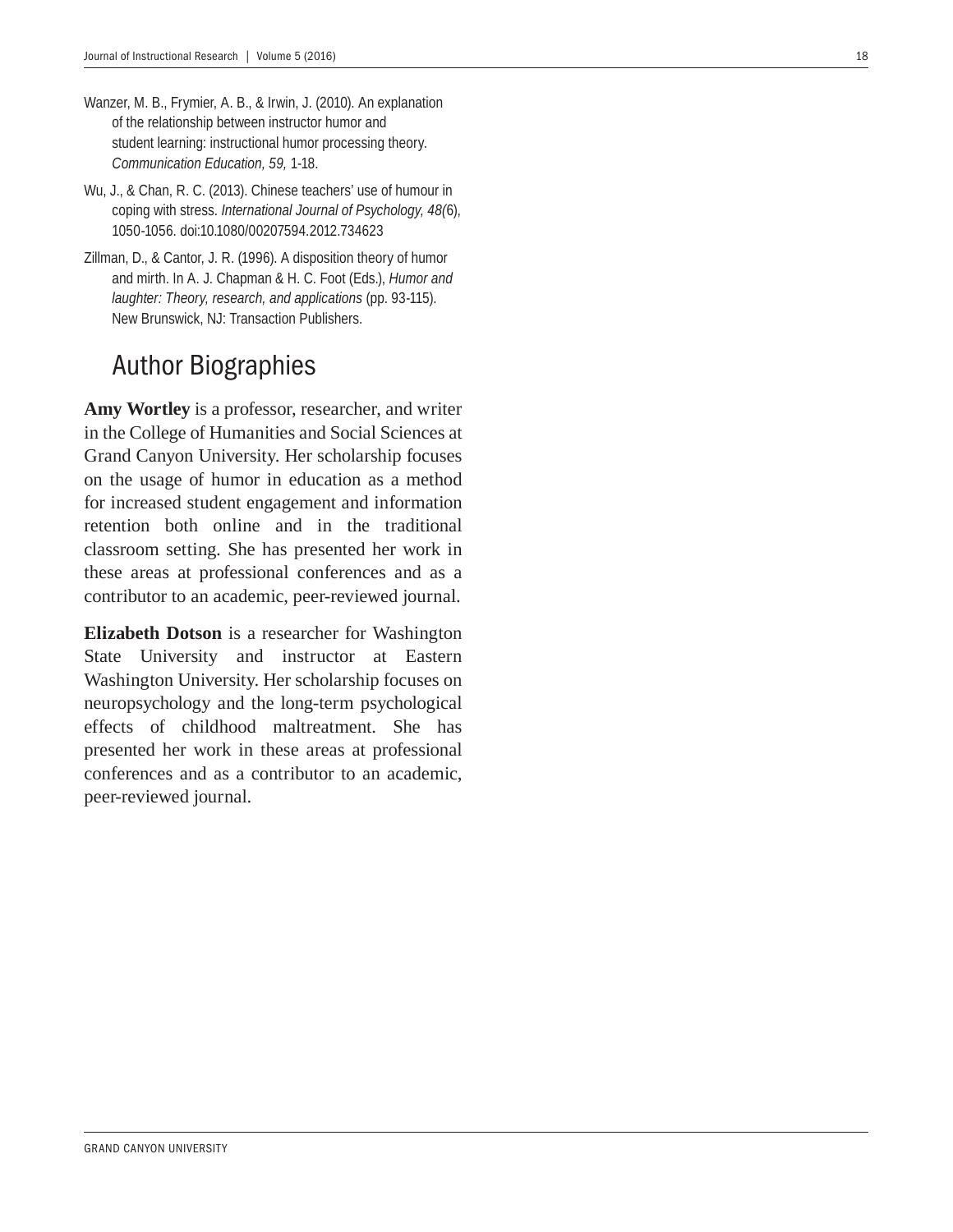Wanzer, M. B., Frymier, A. B., & Irwin, J. (2010). An explanation of the relationship between instructor humor and student learning: instructional humor processing theory. *Communication Education, 59,* 1-18.

Wu, J., & Chan, R. C. (2013). Chinese teachers' use of humour in coping with stress. *International Journal of Psychology, 48(*6), 1050-1056. doi:10.1080/00207594.2012.734623

Zillman, D., & Cantor, J. R. (1996). A disposition theory of humor and mirth. In A. J. Chapman & H. C. Foot (Eds.), *Humor and laughter: Theory, research, and applications* (pp. 93-115). New Brunswick, NJ: Transaction Publishers.

## Author Biographies

**Amy Wortley** is a professor, researcher, and writer in the College of Humanities and Social Sciences at Grand Canyon University. Her scholarship focuses on the usage of humor in education as a method for increased student engagement and information retention both online and in the traditional classroom setting. She has presented her work in these areas at professional conferences and as a contributor to an academic, peer-reviewed journal.

**Elizabeth Dotson** is a researcher for Washington State University and instructor at Eastern Washington University. Her scholarship focuses on neuropsychology and the long-term psychological effects of childhood maltreatment. She has presented her work in these areas at professional conferences and as a contributor to an academic, peer-reviewed journal.